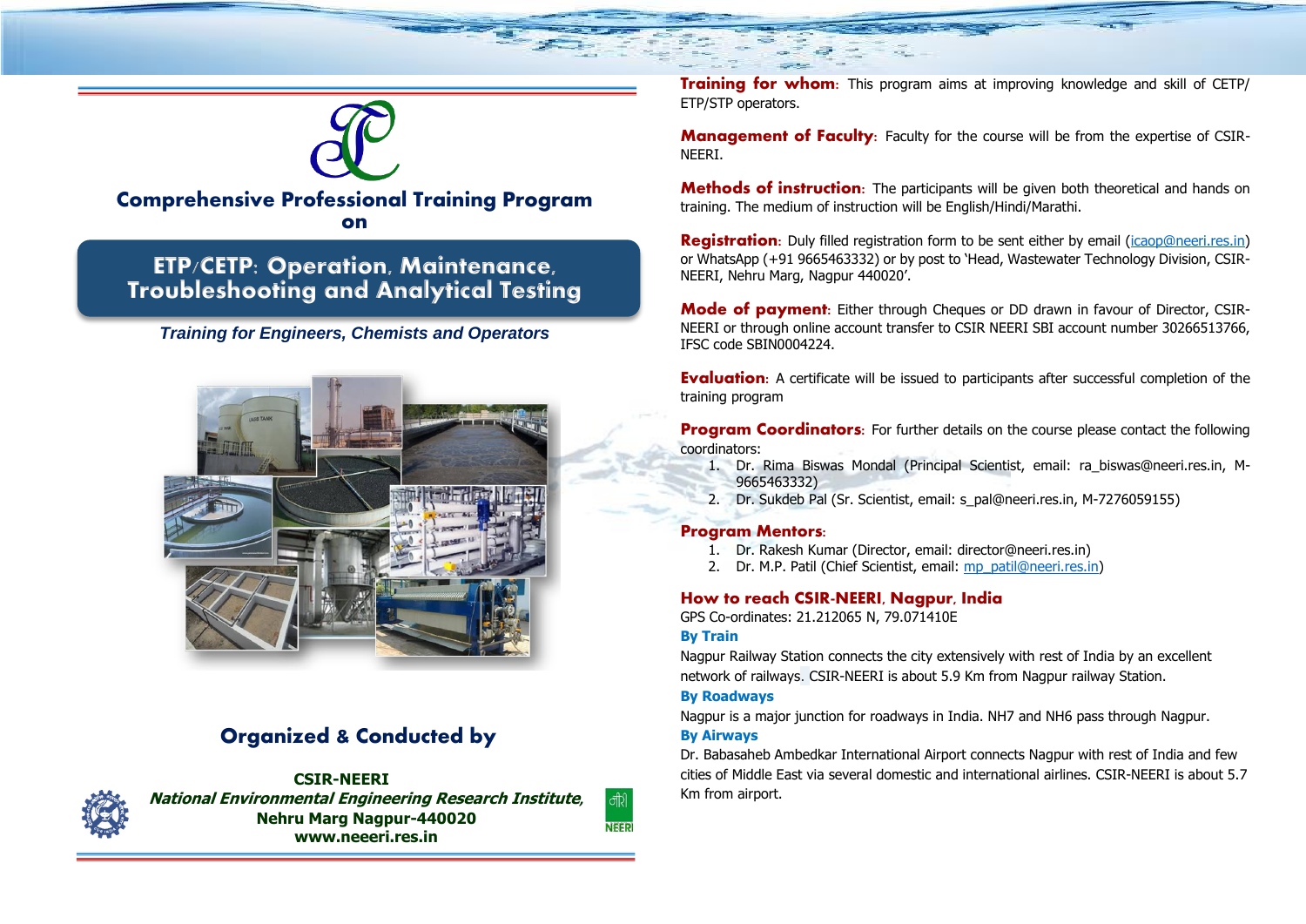## Comprehensive Professional Training Program on

# ETP/CETP: Operation, Maintenance, Troubleshooting and Analytical Testing

*Training for Engineers, Chemists and Operators*

## Organized & Conducted by

**CSIR-NEERI**
***National Environmental Engineering Research Institute,***
**Nehru Marg Nagpur-440020**
**www.neeeri.res.in**

**Training for whom:** This program aims at improving knowledge and skill of CETP/ETP/STP operators.

**Management of Faculty:** Faculty for the course will be from the expertise of CSIR-NEERI.

**Methods of instruction:** The participants will be given both theoretical and hands on training. The medium of instruction will be English/Hindi/Marathi.

**Registration:** Duly filled registration form to be sent either by email (icaop@neeri.res.in) or WhatsApp (+91 9665463332) or by post to 'Head, Wastewater Technology Division, CSIR-NEERI, Nehru Marg, Nagpur 440020'.

**Mode of payment:** Either through Cheques or DD drawn in favour of Director, CSIR-NEERI or through online account transfer to CSIR NEERI SBI account number 30266513766, IFSC code SBIN0004224.

**Evaluation:** A certificate will be issued to participants after successful completion of the training program

**Program Coordinators:** For further details on the course please contact the following coordinators:

1. Dr. Rima Biswas Mondal (Principal Scientist, email: ra_biswas@neeri.res.in, M-9665463332)
2. Dr. Sukdeb Pal (Sr. Scientist, email: s_pal@neeri.res.in, M-7276059155)

**Program Mentors:**

1. Dr. Rakesh Kumar (Director, email: director@neeri.res.in)
2. Dr. M.P. Patil (Chief Scientist, email: mp_patil@neeri.res.in)

### How to reach CSIR-NEERI, Nagpur, India

GPS Co-ordinates: 21.212065 N, 79.071410E

**By Train**

Nagpur Railway Station connects the city extensively with rest of India by an excellent network of railways. CSIR-NEERI is about 5.9 Km from Nagpur railway Station.

**By Roadways**

Nagpur is a major junction for roadways in India. NH7 and NH6 pass through Nagpur.

**By Airways**

Dr. Babasaheb Ambedkar International Airport connects Nagpur with rest of India and few cities of Middle East via several domestic and international airlines. CSIR-NEERI is about 5.7 Km from airport.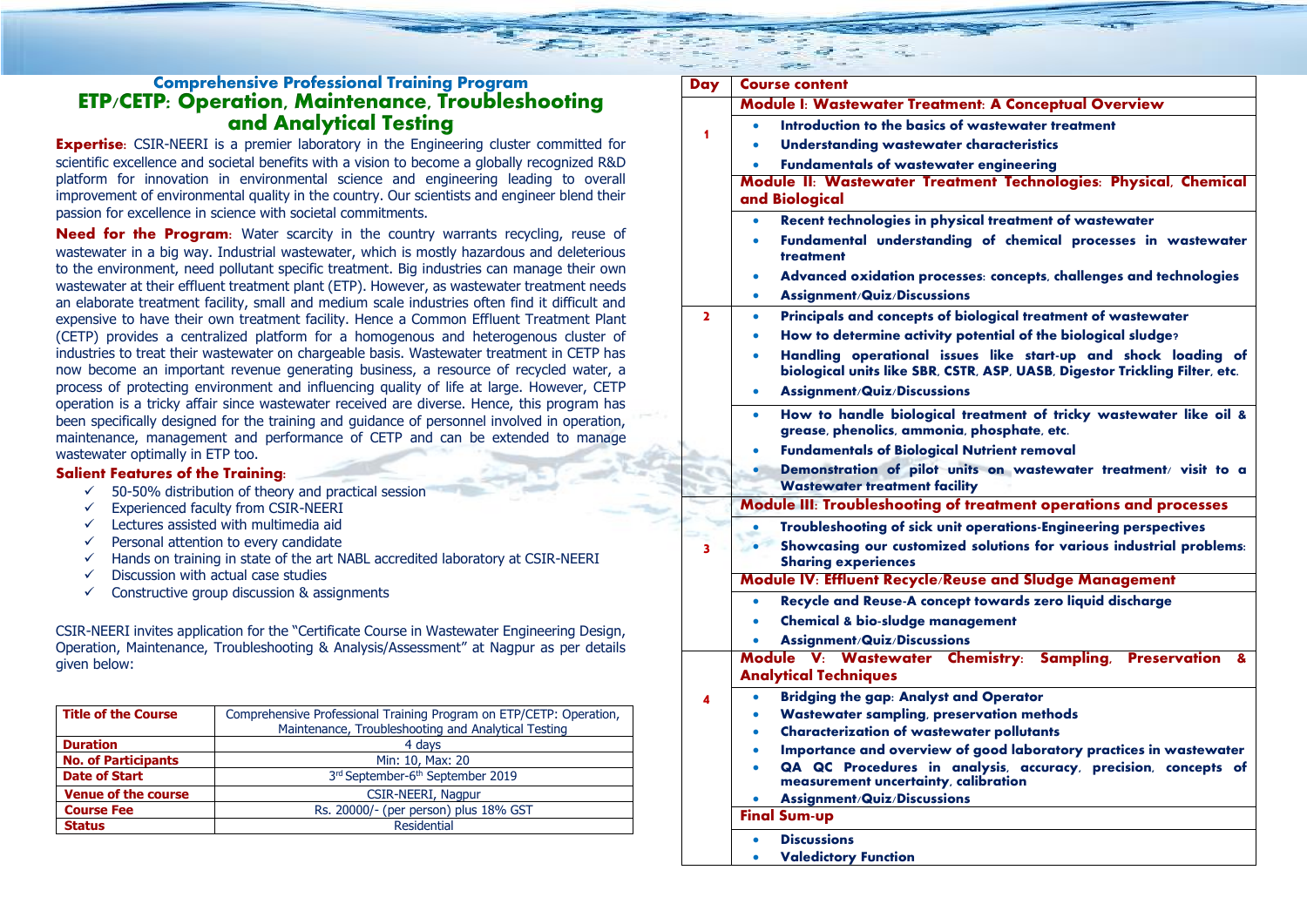## Comprehensive Professional Training Program

# ETP/CETP: Operation, Maintenance, Troubleshooting and Analytical Testing

**Expertise**: CSIR-NEERI is a premier laboratory in the Engineering cluster committed for scientific excellence and societal benefits with a vision to become a globally recognized R&D platform for innovation in environmental science and engineering leading to overall improvement of environmental quality in the country. Our scientists and engineer blend their passion for excellence in science with societal commitments.

**Need for the Program**: Water scarcity in the country warrants recycling, reuse of wastewater in a big way. Industrial wastewater, which is mostly hazardous and deleterious to the environment, need pollutant specific treatment. Big industries can manage their own wastewater at their effluent treatment plant (ETP). However, as wastewater treatment needs an elaborate treatment facility, small and medium scale industries often find it difficult and expensive to have their own treatment facility. Hence a Common Effluent Treatment Plant (CETP) provides a centralized platform for a homogenous and heterogenous cluster of industries to treat their wastewater on chargeable basis. Wastewater treatment in CETP has now become an important revenue generating business, a resource of recycled water, a process of protecting environment and influencing quality of life at large. However, CETP operation is a tricky affair since wastewater received are diverse. Hence, this program has been specifically designed for the training and guidance of personnel involved in operation, maintenance, management and performance of CETP and can be extended to manage wastewater optimally in ETP too.

**Salient Features of the Training**:

- ✓ 50-50% distribution of theory and practical session
- ✓ Experienced faculty from CSIR-NEERI
- ✓ Lectures assisted with multimedia aid
- ✓ Personal attention to every candidate
- ✓ Hands on training in state of the art NABL accredited laboratory at CSIR-NEERI
- ✓ Discussion with actual case studies
- ✓ Constructive group discussion & assignments

CSIR-NEERI invites application for the "Certificate Course in Wastewater Engineering Design, Operation, Maintenance, Troubleshooting & Analysis/Assessment" at Nagpur as per details given below:

| Title of the Course | Comprehensive Professional Training Program on ETP/CETP: Operation, Maintenance, Troubleshooting and Analytical Testing |
|---|---|
| Duration | 4 days |
| No. of Participants | Min: 10, Max: 20 |
| Date of Start | 3rd September-6th September 2019 |
| Venue of the course | CSIR-NEERI, Nagpur |
| Course Fee | Rs. 20000/- (per person) plus 18% GST |
| Status | Residential |

| Day | Course content |
|---|---|
| 1 | **Module I: Wastewater Treatment: A Conceptual Overview** |
| | • Introduction to the basics of wastewater treatment<br>• Understanding wastewater characteristics<br>• Fundamentals of wastewater engineering |
| | **Module II: Wastewater Treatment Technologies: Physical, Chemical and Biological** |
| | • Recent technologies in physical treatment of wastewater<br>• Fundamental understanding of chemical processes in wastewater treatment<br>• Advanced oxidation processes: concepts, challenges and technologies<br>• Assignment/Quiz/Discussions |
| 2 | • Principals and concepts of biological treatment of wastewater<br>• How to determine activity potential of the biological sludge?<br>• Handling operational issues like start-up and shock loading of biological units like SBR, CSTR, ASP, UASB, Digestor Trickling Filter, etc.<br>• Assignment/Quiz/Discussions |
| | • How to handle biological treatment of tricky wastewater like oil & grease, phenolics, ammonia, phosphate, etc.<br>• Fundamentals of Biological Nutrient removal<br>• Demonstration of pilot units on wastewater treatment/ visit to a Wastewater treatment facility |
| 3 | **Module III: Troubleshooting of treatment operations and processes** |
| | • Troubleshooting of sick unit operations-Engineering perspectives<br>• Showcasing our customized solutions for various industrial problems: Sharing experiences |
| | **Module IV: Effluent Recycle/Reuse and Sludge Management** |
| | • Recycle and Reuse-A concept towards zero liquid discharge<br>• Chemical & bio-sludge management<br>• Assignment/Quiz/Discussions |
| 4 | **Module V: Wastewater Chemistry: Sampling, Preservation & Analytical Techniques** |
| | • Bridging the gap: Analyst and Operator<br>• Wastewater sampling, preservation methods<br>• Characterization of wastewater pollutants<br>• Importance and overview of good laboratory practices in wastewater<br>• QA QC Procedures in analysis, accuracy, precision, concepts of measurement uncertainty, calibration<br>• Assignment/Quiz/Discussions |
| | **Final Sum-up** |
| | • Discussions<br>• Valedictory Function |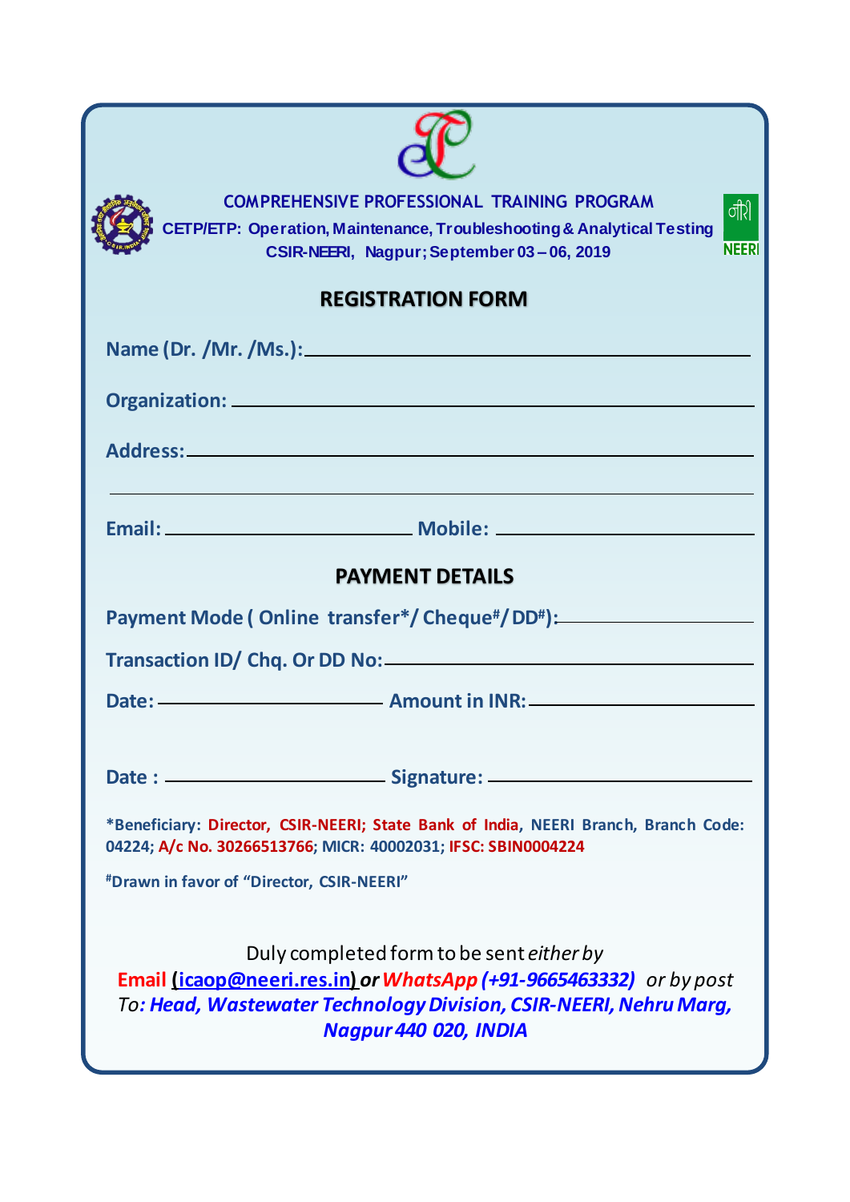COMPREHENSIVE PROFESSIONAL TRAINING PROGRAM

CETP/ETP: Operation, Maintenance, Troubleshooting & Analytical Testing

CSIR-NEERI, Nagpur; September 03 – 06, 2019

## REGISTRATION FORM

**Name (Dr. /Mr. /Ms.):** ______________________________

**Organization:** ______________________________

**Address:** ______________________________

______________________________

**Email:** ________________ **Mobile:** ________________

## PAYMENT DETAILS

**Payment Mode ( Online transfer*/ Cheque#/ DD#):** ________________

**Transaction ID/ Chq. Or DD No:** ________________

**Date:** ________________ **Amount in INR:** ________________

**Date :** ________________ **Signature:** ________________

**\*Beneficiary: Director, CSIR-NEERI; State Bank of India, NEERI Branch, Branch Code: 04224; A/c No. 30266513766; MICR: 40002031; IFSC: SBIN0004224**

**#Drawn in favor of "Director, CSIR-NEERI"**

Duly completed form to be sent *either by*

Email (icaop@neeri.res.in) ***or*** ***WhatsApp (+91-9665463332)*** *or by post*

*To*: ***Head, Wastewater Technology Division, CSIR-NEERI, Nehru Marg, Nagpur 440 020, INDIA***